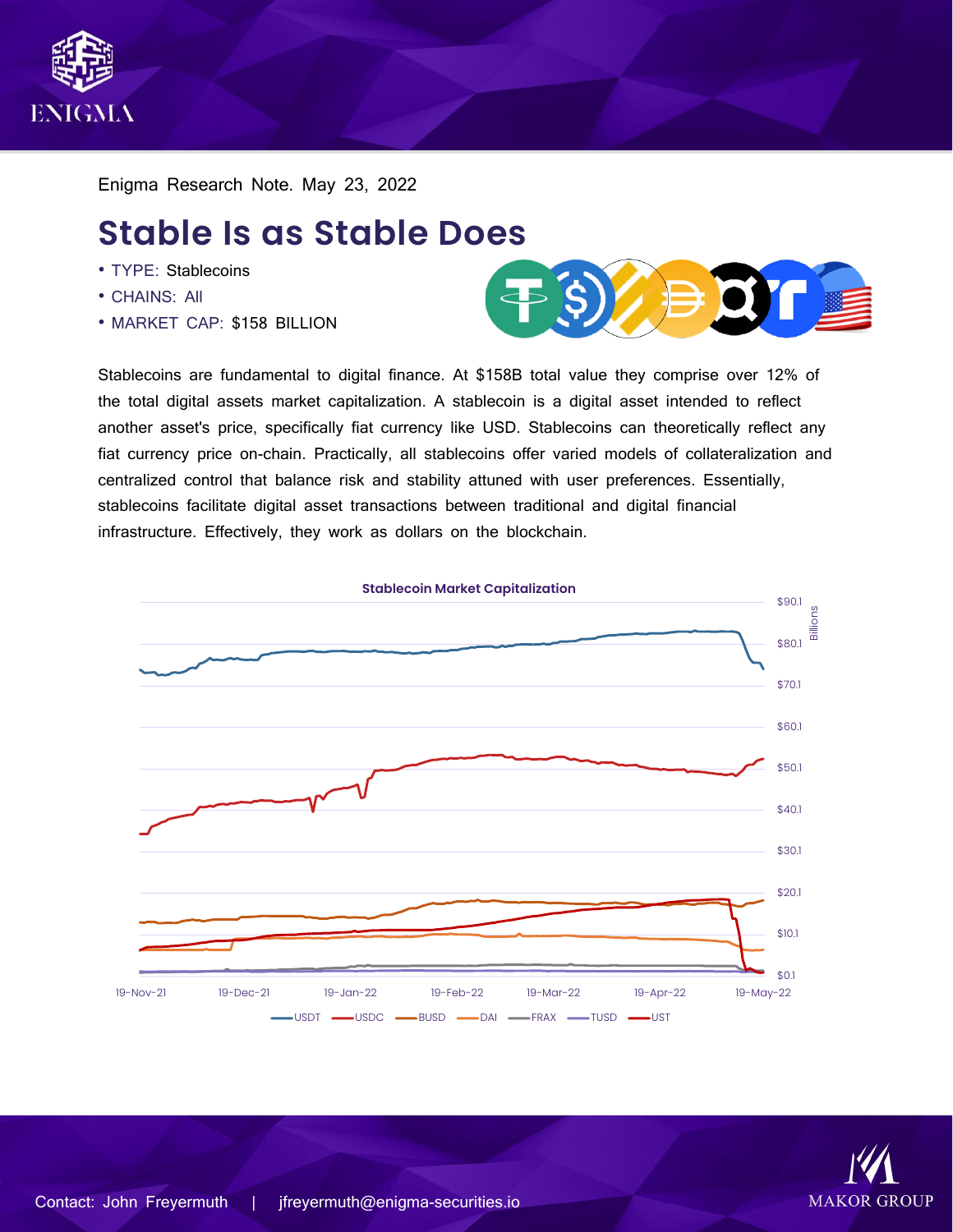Enigma Research Note. May 23, 2022

# Stable Is as Stable Does

- TYPE: Stablecoins
- CHAINS: All
- MARKET CAP: $158 BILLION

Stablecoins are fundamental to digital finance. At $158B total value they comprise over 12% of the total digital assets market capitalization. A stablecoin is a digital asset intended to reflect another asset's price, specifically fiat currency like USD. Stablecoins can theoretically reflect any fiat currency price on-chain. Practically, all stablecoins offer varied models of collateralization and centralized control that balance risk and stability attuned with user preferences. Essentially, stablecoins facilitate digital asset transactions between traditional and digital financial infrastructure. Effectively, they work as dollars on the blockchain.

**Stablecoin Market Capitalization**

Billions: $90.1, $80.1, $70.1, $60.1, $50.1, $40.1, $30.1, $20.1, $10.1, $0.1

19-Nov-21, 19-Dec-21, 19-Jan-22, 19-Feb-22, 19-Mar-22, 19-Apr-22, 19-May-22

USDT, USDC, BUSD, DAI, FRAX, TUSD, UST

Contact: John Freyermuth | jfreyermuth@enigma-securities.io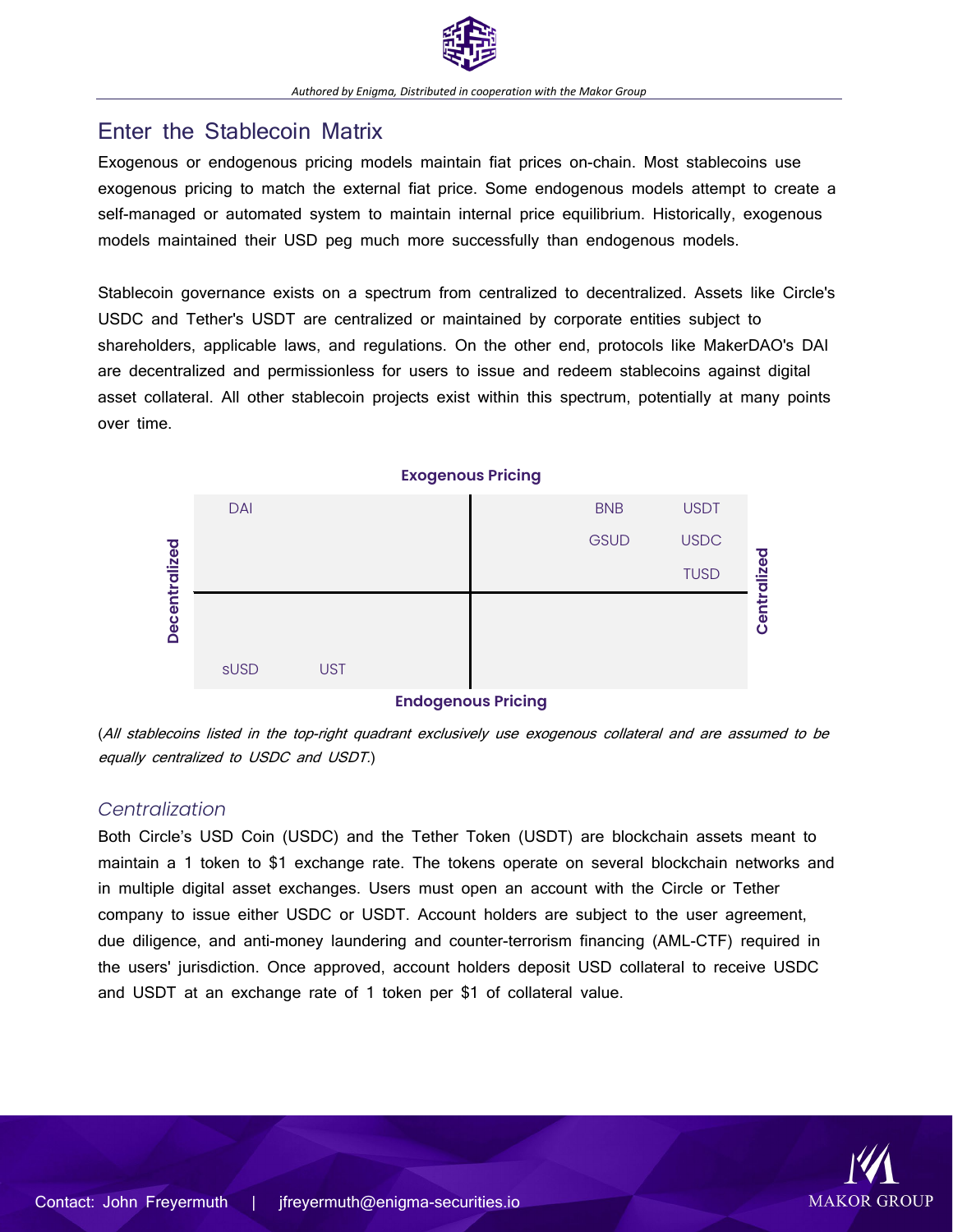## Enter the Stablecoin Matrix

Exogenous or endogenous pricing models maintain fiat prices on-chain. Most stablecoins use exogenous pricing to match the external fiat price. Some endogenous models attempt to create a self-managed or automated system to maintain internal price equilibrium. Historically, exogenous models maintained their USD peg much more successfully than endogenous models.

Stablecoin governance exists on a spectrum from centralized to decentralized. Assets like Circle's USDC and Tether's USDT are centralized or maintained by corporate entities subject to shareholders, applicable laws, and regulations. On the other end, protocols like MakerDAO's DAI are decentralized and permissionless for users to issue and redeem stablecoins against digital asset collateral. All other stablecoin projects exist within this spectrum, potentially at many points over time.

| | Decentralized | Centralized |
|---|---|---|
| **Exogenous Pricing** | DAI | BNB, USDT, GSUD, USDC, TUSD |
| **Endogenous Pricing** | sUSD, UST | |

(*All stablecoins listed in the top-right quadrant exclusively use exogenous collateral and are assumed to be equally centralized to USDC and USDT.*)

### *Centralization*

Both Circle's USD Coin (USDC) and the Tether Token (USDT) are blockchain assets meant to maintain a 1 token to $1 exchange rate. The tokens operate on several blockchain networks and in multiple digital asset exchanges. Users must open an account with the Circle or Tether company to issue either USDC or USDT. Account holders are subject to the user agreement, due diligence, and anti-money laundering and counter-terrorism financing (AML-CTF) required in the users' jurisdiction. Once approved, account holders deposit USD collateral to receive USDC and USDT at an exchange rate of 1 token per $1 of collateral value.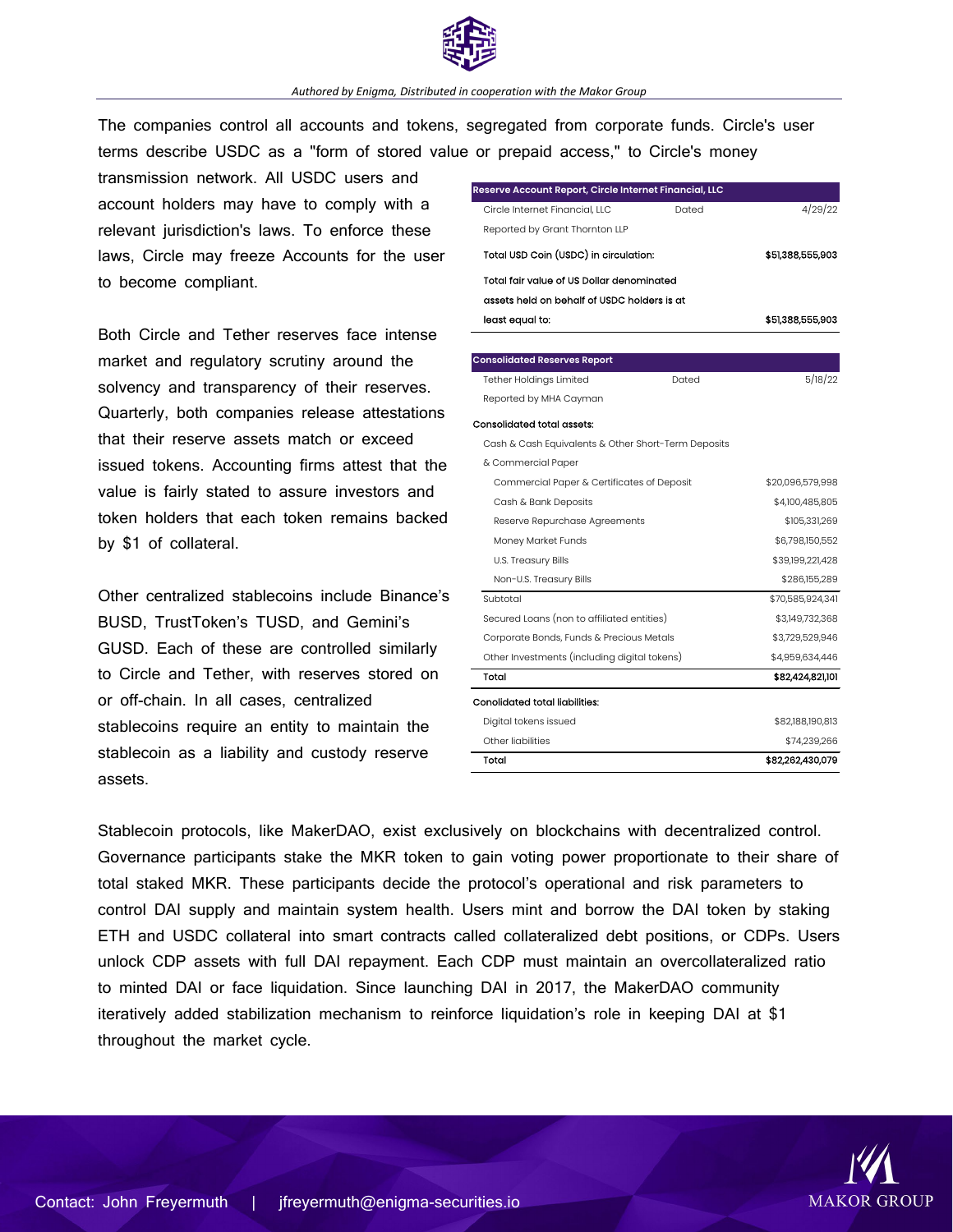The companies control all accounts and tokens, segregated from corporate funds. Circle's user terms describe USDC as a "form of stored value or prepaid access," to Circle's money transmission network. All USDC users and account holders may have to comply with a relevant jurisdiction's laws. To enforce these laws, Circle may freeze Accounts for the user to become compliant.

Both Circle and Tether reserves face intense market and regulatory scrutiny around the solvency and transparency of their reserves. Quarterly, both companies release attestations that their reserve assets match or exceed issued tokens. Accounting firms attest that the value is fairly stated to assure investors and token holders that each token remains backed by $1 of collateral.

| Reserve Account Report, Circle Internet Financial, LLC | | |
|---|---|---|
| Circle Internet Financial, LLC | Dated | 4/29/22 |
| Reported by Grant Thornton LLP | | |
| Total USD Coin (USDC) in circulation: | | $51,388,555,903 |
| Total fair value of US Dollar denominated assets held on behalf of USDC holders is at least equal to: | | $51,388,555,903 |

| Consolidated Reserves Report | | |
|---|---|---|
| Tether Holdings Limited | Dated | 5/18/22 |
| Reported by MHA Cayman | | |
| **Consolidated total assets:** | | |
| Cash & Cash Equivalents & Other Short-Term Deposits & Commercial Paper | | |
| Commercial Paper & Certificates of Deposit | | $20,096,579,998 |
| Cash & Bank Deposits | | $4,100,485,805 |
| Reserve Repurchase Agreements | | $105,331,269 |
| Money Market Funds | | $6,798,150,552 |
| U.S. Treasury Bills | | $39,199,221,428 |
| Non-U.S. Treasury Bills | | $286,155,289 |
| Subtotal | | $70,585,924,341 |
| Secured Loans (non to affiliated entities) | | $3,149,732,368 |
| Corporate Bonds, Funds & Precious Metals | | $3,729,529,946 |
| Other Investments (including digital tokens) | | $4,959,634,446 |
| **Total** | | **$82,424,821,101** |
| **Conolidated total liabilities:** | | |
| Digital tokens issued | | $82,188,190,813 |
| Other liabilities | | $74,239,266 |
| **Total** | | **$82,262,430,079** |

Other centralized stablecoins include Binance's BUSD, TrustToken's TUSD, and Gemini's GUSD. Each of these are controlled similarly to Circle and Tether, with reserves stored on or off-chain. In all cases, centralized stablecoins require an entity to maintain the stablecoin as a liability and custody reserve assets.

Stablecoin protocols, like MakerDAO, exist exclusively on blockchains with decentralized control. Governance participants stake the MKR token to gain voting power proportionate to their share of total staked MKR. These participants decide the protocol's operational and risk parameters to control DAI supply and maintain system health. Users mint and borrow the DAI token by staking ETH and USDC collateral into smart contracts called collateralized debt positions, or CDPs. Users unlock CDP assets with full DAI repayment. Each CDP must maintain an overcollateralized ratio to minted DAI or face liquidation. Since launching DAI in 2017, the MakerDAO community iteratively added stabilization mechanism to reinforce liquidation's role in keeping DAI at $1 throughout the market cycle.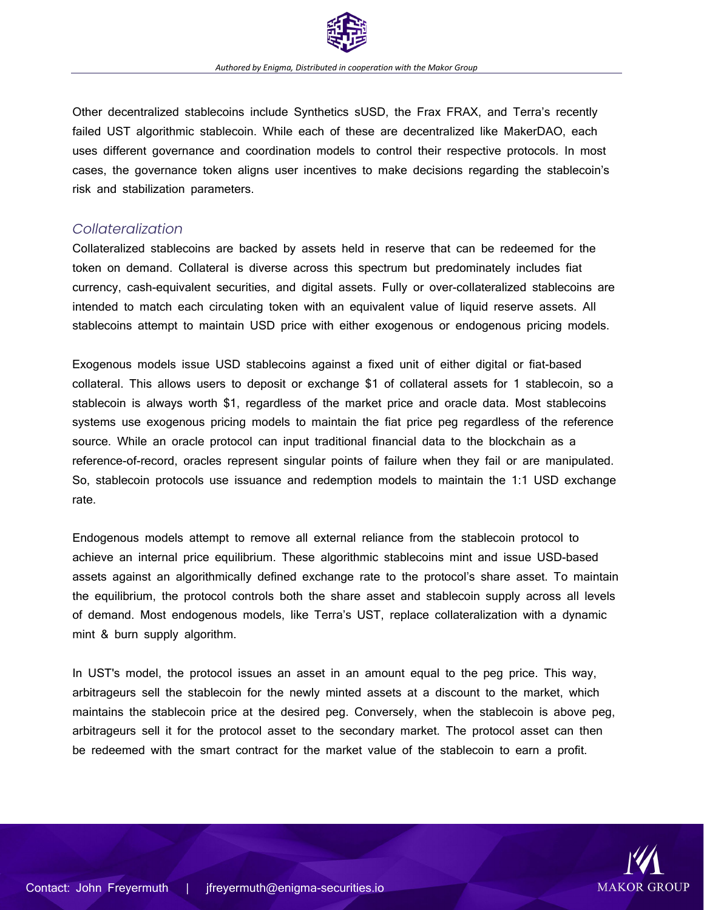Other decentralized stablecoins include Synthetics sUSD, the Frax FRAX, and Terra's recently failed UST algorithmic stablecoin. While each of these are decentralized like MakerDAO, each uses different governance and coordination models to control their respective protocols. In most cases, the governance token aligns user incentives to make decisions regarding the stablecoin's risk and stabilization parameters.

### *Collateralization*

Collateralized stablecoins are backed by assets held in reserve that can be redeemed for the token on demand. Collateral is diverse across this spectrum but predominately includes fiat currency, cash-equivalent securities, and digital assets. Fully or over-collateralized stablecoins are intended to match each circulating token with an equivalent value of liquid reserve assets. All stablecoins attempt to maintain USD price with either exogenous or endogenous pricing models.

Exogenous models issue USD stablecoins against a fixed unit of either digital or fiat-based collateral. This allows users to deposit or exchange $1 of collateral assets for 1 stablecoin, so a stablecoin is always worth $1, regardless of the market price and oracle data. Most stablecoins systems use exogenous pricing models to maintain the fiat price peg regardless of the reference source. While an oracle protocol can input traditional financial data to the blockchain as a reference-of-record, oracles represent singular points of failure when they fail or are manipulated. So, stablecoin protocols use issuance and redemption models to maintain the 1:1 USD exchange rate.

Endogenous models attempt to remove all external reliance from the stablecoin protocol to achieve an internal price equilibrium. These algorithmic stablecoins mint and issue USD-based assets against an algorithmically defined exchange rate to the protocol's share asset. To maintain the equilibrium, the protocol controls both the share asset and stablecoin supply across all levels of demand. Most endogenous models, like Terra's UST, replace collateralization with a dynamic mint & burn supply algorithm.

In UST's model, the protocol issues an asset in an amount equal to the peg price. This way, arbitrageurs sell the stablecoin for the newly minted assets at a discount to the market, which maintains the stablecoin price at the desired peg. Conversely, when the stablecoin is above peg, arbitrageurs sell it for the protocol asset to the secondary market. The protocol asset can then be redeemed with the smart contract for the market value of the stablecoin to earn a profit.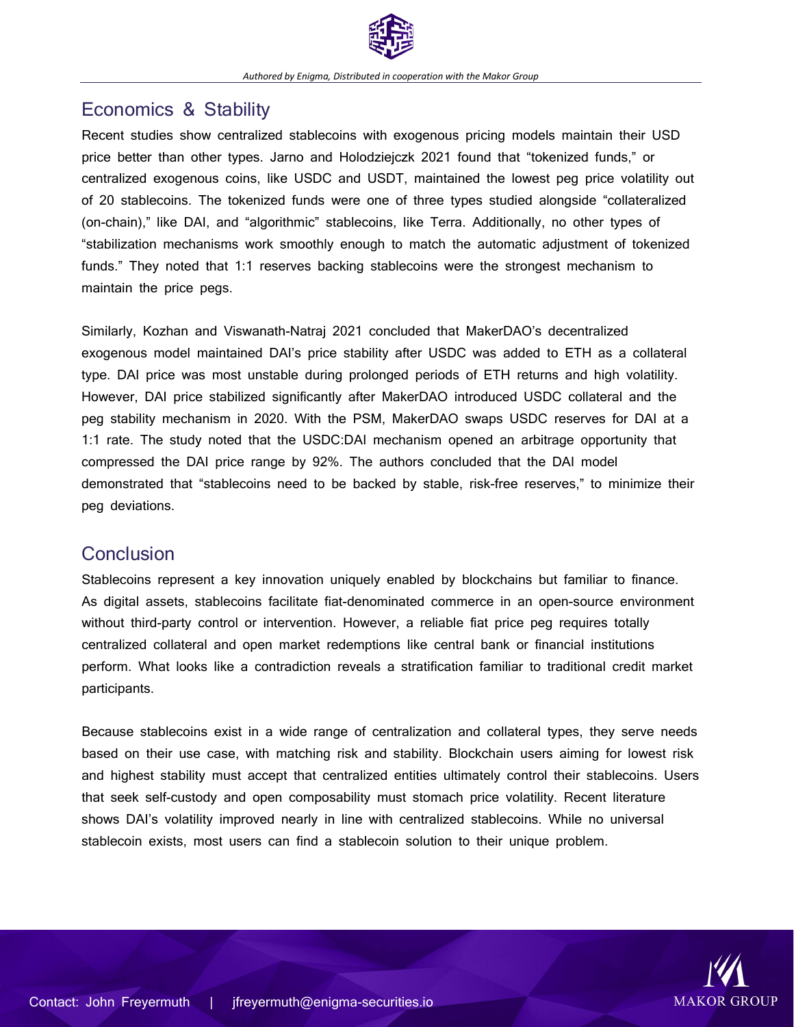## Economics & Stability

Recent studies show centralized stablecoins with exogenous pricing models maintain their USD price better than other types. Jarno and Holodziejczk 2021 found that "tokenized funds," or centralized exogenous coins, like USDC and USDT, maintained the lowest peg price volatility out of 20 stablecoins. The tokenized funds were one of three types studied alongside "collateralized (on-chain)," like DAI, and "algorithmic" stablecoins, like Terra. Additionally, no other types of "stabilization mechanisms work smoothly enough to match the automatic adjustment of tokenized funds." They noted that 1:1 reserves backing stablecoins were the strongest mechanism to maintain the price pegs.

Similarly, Kozhan and Viswanath-Natraj 2021 concluded that MakerDAO's decentralized exogenous model maintained DAI's price stability after USDC was added to ETH as a collateral type. DAI price was most unstable during prolonged periods of ETH returns and high volatility. However, DAI price stabilized significantly after MakerDAO introduced USDC collateral and the peg stability mechanism in 2020. With the PSM, MakerDAO swaps USDC reserves for DAI at a 1:1 rate. The study noted that the USDC:DAI mechanism opened an arbitrage opportunity that compressed the DAI price range by 92%. The authors concluded that the DAI model demonstrated that "stablecoins need to be backed by stable, risk-free reserves," to minimize their peg deviations.

## Conclusion

Stablecoins represent a key innovation uniquely enabled by blockchains but familiar to finance. As digital assets, stablecoins facilitate fiat-denominated commerce in an open-source environment without third-party control or intervention. However, a reliable fiat price peg requires totally centralized collateral and open market redemptions like central bank or financial institutions perform. What looks like a contradiction reveals a stratification familiar to traditional credit market participants.

Because stablecoins exist in a wide range of centralization and collateral types, they serve needs based on their use case, with matching risk and stability. Blockchain users aiming for lowest risk and highest stability must accept that centralized entities ultimately control their stablecoins. Users that seek self-custody and open composability must stomach price volatility. Recent literature shows DAI's volatility improved nearly in line with centralized stablecoins. While no universal stablecoin exists, most users can find a stablecoin solution to their unique problem.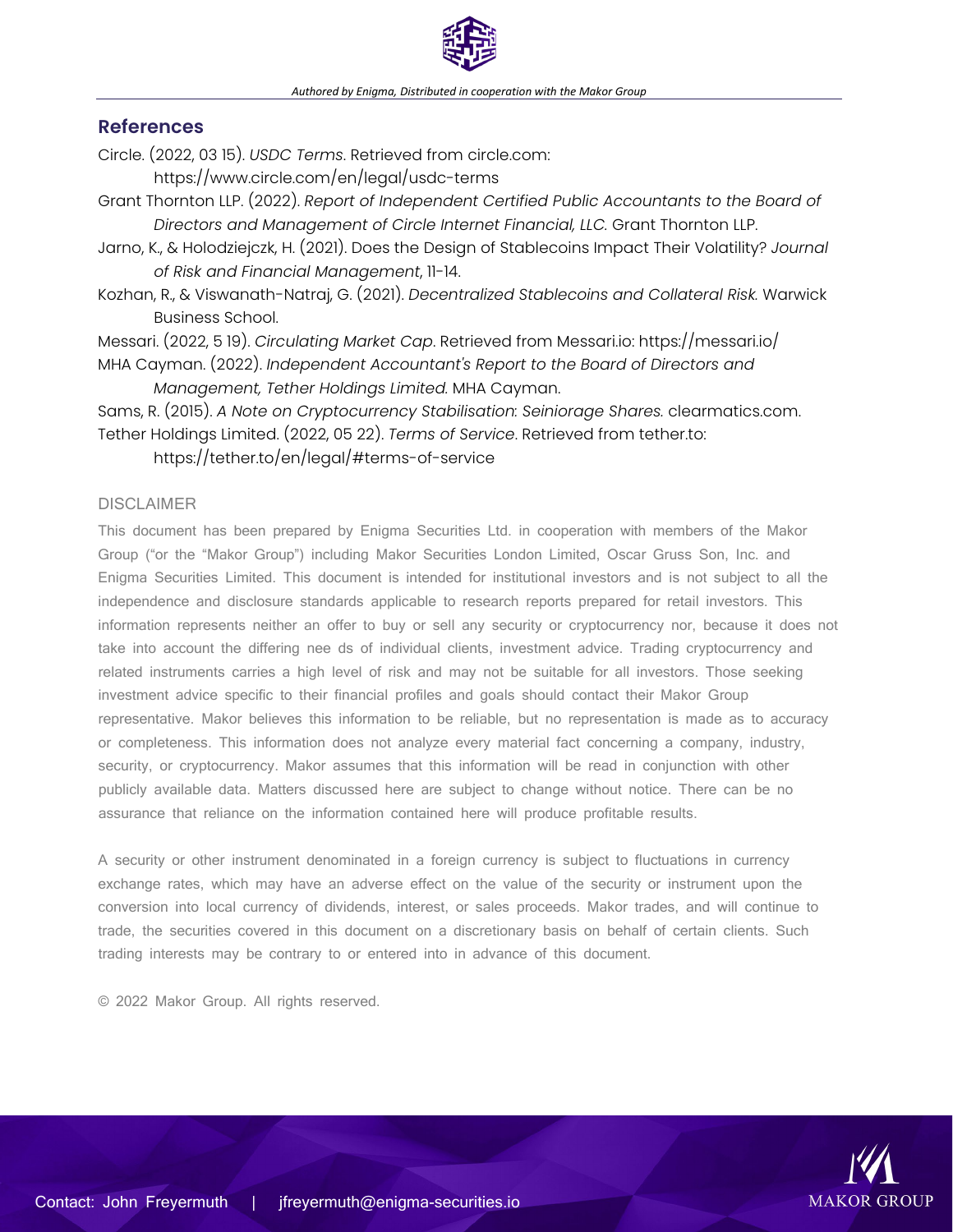## References

Circle. (2022, 03 15). *USDC Terms*. Retrieved from circle.com: https://www.circle.com/en/legal/usdc-terms

Grant Thornton LLP. (2022). *Report of Independent Certified Public Accountants to the Board of Directors and Management of Circle Internet Financial, LLC.* Grant Thornton LLP.

Jarno, K., & Holodziejczk, H. (2021). Does the Design of Stablecoins Impact Their Volatility? *Journal of Risk and Financial Management*, 11-14.

Kozhan, R., & Viswanath-Natraj, G. (2021). *Decentralized Stablecoins and Collateral Risk.* Warwick Business School.

Messari. (2022, 5 19). *Circulating Market Cap*. Retrieved from Messari.io: https://messari.io/

MHA Cayman. (2022). *Independent Accountant's Report to the Board of Directors and Management, Tether Holdings Limited.* MHA Cayman.

Sams, R. (2015). *A Note on Cryptocurrency Stabilisation: Seiniorage Shares.* clearmatics.com.

Tether Holdings Limited. (2022, 05 22). *Terms of Service*. Retrieved from tether.to: https://tether.to/en/legal/#terms-of-service

### DISCLAIMER

This document has been prepared by Enigma Securities Ltd. in cooperation with members of the Makor Group ("or the "Makor Group") including Makor Securities London Limited, Oscar Gruss Son, Inc. and Enigma Securities Limited. This document is intended for institutional investors and is not subject to all the independence and disclosure standards applicable to research reports prepared for retail investors. This information represents neither an offer to buy or sell any security or cryptocurrency nor, because it does not take into account the differing nee ds of individual clients, investment advice. Trading cryptocurrency and related instruments carries a high level of risk and may not be suitable for all investors. Those seeking investment advice specific to their financial profiles and goals should contact their Makor Group representative. Makor believes this information to be reliable, but no representation is made as to accuracy or completeness. This information does not analyze every material fact concerning a company, industry, security, or cryptocurrency. Makor assumes that this information will be read in conjunction with other publicly available data. Matters discussed here are subject to change without notice. There can be no assurance that reliance on the information contained here will produce profitable results.

A security or other instrument denominated in a foreign currency is subject to fluctuations in currency exchange rates, which may have an adverse effect on the value of the security or instrument upon the conversion into local currency of dividends, interest, or sales proceeds. Makor trades, and will continue to trade, the securities covered in this document on a discretionary basis on behalf of certain clients. Such trading interests may be contrary to or entered into in advance of this document.

© 2022 Makor Group. All rights reserved.

Contact: John Freyermuth | jfreyermuth@enigma-securities.io